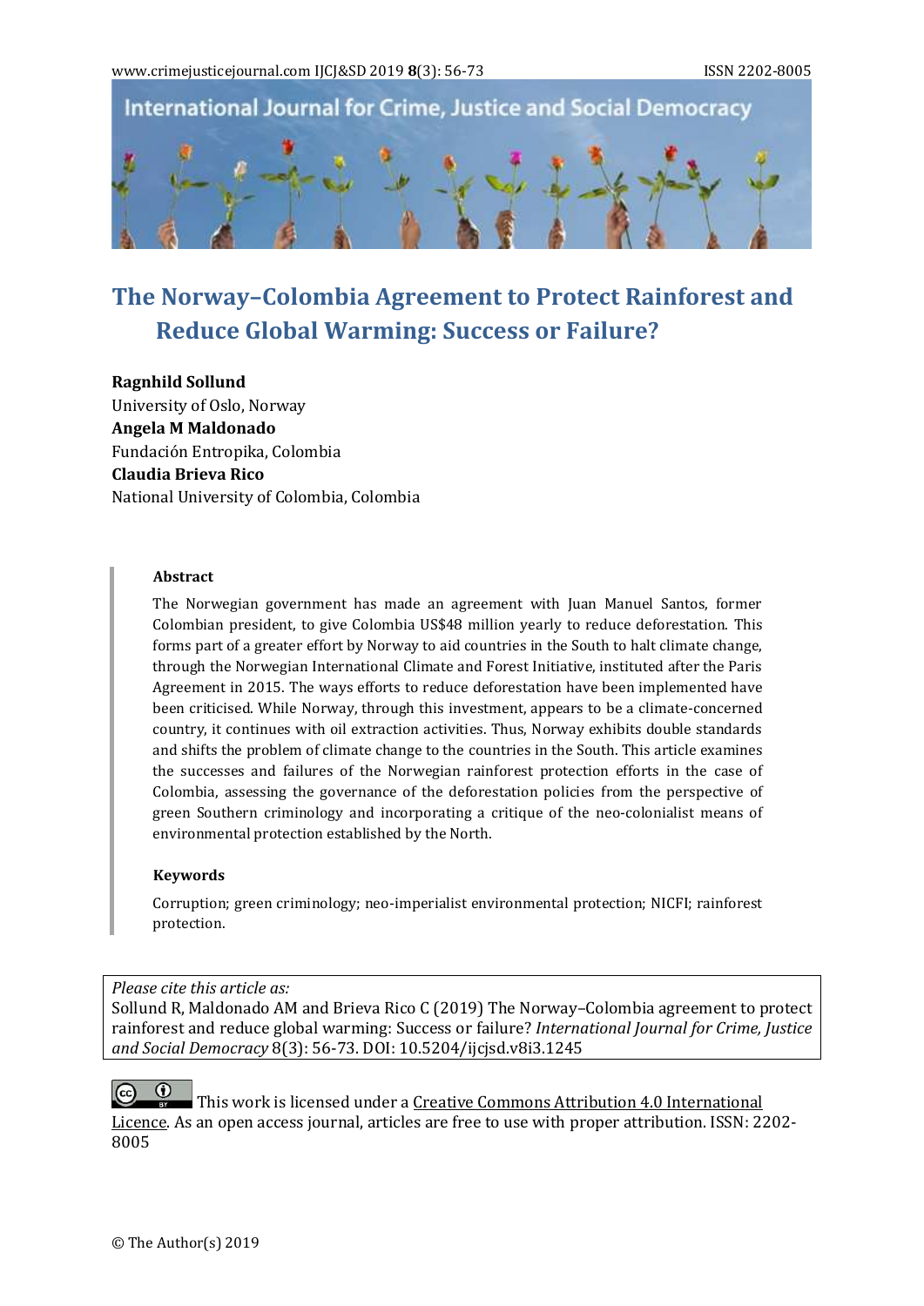# The Norway–Colombia Agreement to Protect Rainforest and Reduce Global Warming: Success or Failure?

**Ragnhild Sollund**
University of Oslo, Norway
**Angela M Maldonado**
Fundación Entropika, Colombia
**Claudia Brieva Rico**
National University of Colombia, Colombia

## Abstract

The Norwegian government has made an agreement with Juan Manuel Santos, former Colombian president, to give Colombia US$48 million yearly to reduce deforestation. This forms part of a greater effort by Norway to aid countries in the South to halt climate change, through the Norwegian International Climate and Forest Initiative, instituted after the Paris Agreement in 2015. The ways efforts to reduce deforestation have been implemented have been criticised. While Norway, through this investment, appears to be a climate-concerned country, it continues with oil extraction activities. Thus, Norway exhibits double standards and shifts the problem of climate change to the countries in the South. This article examines the successes and failures of the Norwegian rainforest protection efforts in the case of Colombia, assessing the governance of the deforestation policies from the perspective of green Southern criminology and incorporating a critique of the neo-colonialist means of environmental protection established by the North.

## Keywords

Corruption; green criminology; neo-imperialist environmental protection; NICFI; rainforest protection.

*Please cite this article as:*
Sollund R, Maldonado AM and Brieva Rico C (2019) The Norway–Colombia agreement to protect rainforest and reduce global warming: Success or failure? *International Journal for Crime, Justice and Social Democracy* 8(3): 56-73. DOI: 10.5204/ijcjsd.v8i3.1245

This work is licensed under a Creative Commons Attribution 4.0 International Licence. As an open access journal, articles are free to use with proper attribution. ISSN: 2202-8005

© The Author(s) 2019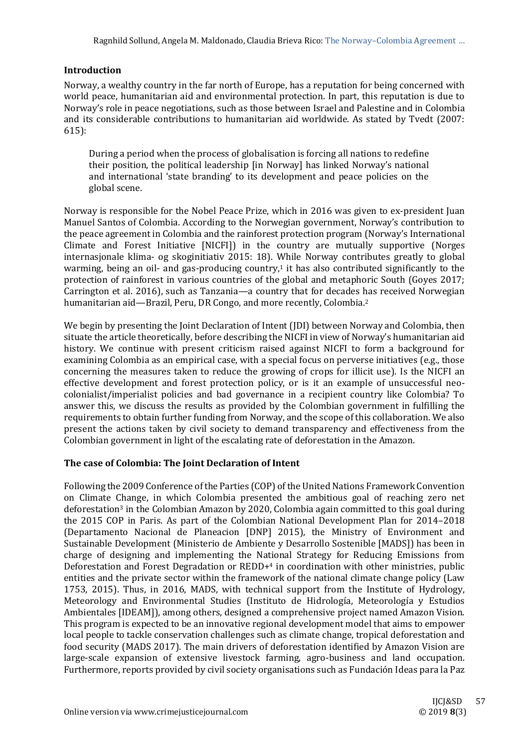## Introduction

Norway, a wealthy country in the far north of Europe, has a reputation for being concerned with world peace, humanitarian aid and environmental protection. In part, this reputation is due to Norway's role in peace negotiations, such as those between Israel and Palestine and in Colombia and its considerable contributions to humanitarian aid worldwide. As stated by Tvedt (2007: 615):

> During a period when the process of globalisation is forcing all nations to redefine their position, the political leadership [in Norway] has linked Norway's national and international 'state branding' to its development and peace policies on the global scene.

Norway is responsible for the Nobel Peace Prize, which in 2016 was given to ex-president Juan Manuel Santos of Colombia. According to the Norwegian government, Norway's contribution to the peace agreement in Colombia and the rainforest protection program (Norway's International Climate and Forest Initiative [NICFI]) in the country are mutually supportive (Norges internasjonale klima- og skoginitiativ 2015: 18). While Norway contributes greatly to global warming, being an oil- and gas-producing country,[1] it has also contributed significantly to the protection of rainforest in various countries of the global and metaphoric South (Goyes 2017; Carrington et al. 2016), such as Tanzania—a country that for decades has received Norwegian humanitarian aid—Brazil, Peru, DR Congo, and more recently, Colombia.[2]

We begin by presenting the Joint Declaration of Intent (JDI) between Norway and Colombia, then situate the article theoretically, before describing the NICFI in view of Norway's humanitarian aid history. We continue with present criticism raised against NICFI to form a background for examining Colombia as an empirical case, with a special focus on perverse initiatives (e.g., those concerning the measures taken to reduce the growing of crops for illicit use). Is the NICFI an effective development and forest protection policy, or is it an example of unsuccessful neo-colonialist/imperialist policies and bad governance in a recipient country like Colombia? To answer this, we discuss the results as provided by the Colombian government in fulfilling the requirements to obtain further funding from Norway, and the scope of this collaboration. We also present the actions taken by civil society to demand transparency and effectiveness from the Colombian government in light of the escalating rate of deforestation in the Amazon.

## The case of Colombia: The Joint Declaration of Intent

Following the 2009 Conference of the Parties (COP) of the United Nations Framework Convention on Climate Change, in which Colombia presented the ambitious goal of reaching zero net deforestation[3] in the Colombian Amazon by 2020, Colombia again committed to this goal during the 2015 COP in Paris. As part of the Colombian National Development Plan for 2014–2018 (Departamento Nacional de Planeacion [DNP] 2015), the Ministry of Environment and Sustainable Development (Ministerio de Ambiente y Desarrollo Sostenible [MADS]) has been in charge of designing and implementing the National Strategy for Reducing Emissions from Deforestation and Forest Degradation or REDD+[4] in coordination with other ministries, public entities and the private sector within the framework of the national climate change policy (Law 1753, 2015). Thus, in 2016, MADS, with technical support from the Institute of Hydrology, Meteorology and Environmental Studies (Instituto de Hidrología, Meteorología y Estudios Ambientales [IDEAM]), among others, designed a comprehensive project named Amazon Vision. This program is expected to be an innovative regional development model that aims to empower local people to tackle conservation challenges such as climate change, tropical deforestation and food security (MADS 2017). The main drivers of deforestation identified by Amazon Vision are large-scale expansion of extensive livestock farming, agro-business and land occupation. Furthermore, reports provided by civil society organisations such as Fundación Ideas para la Paz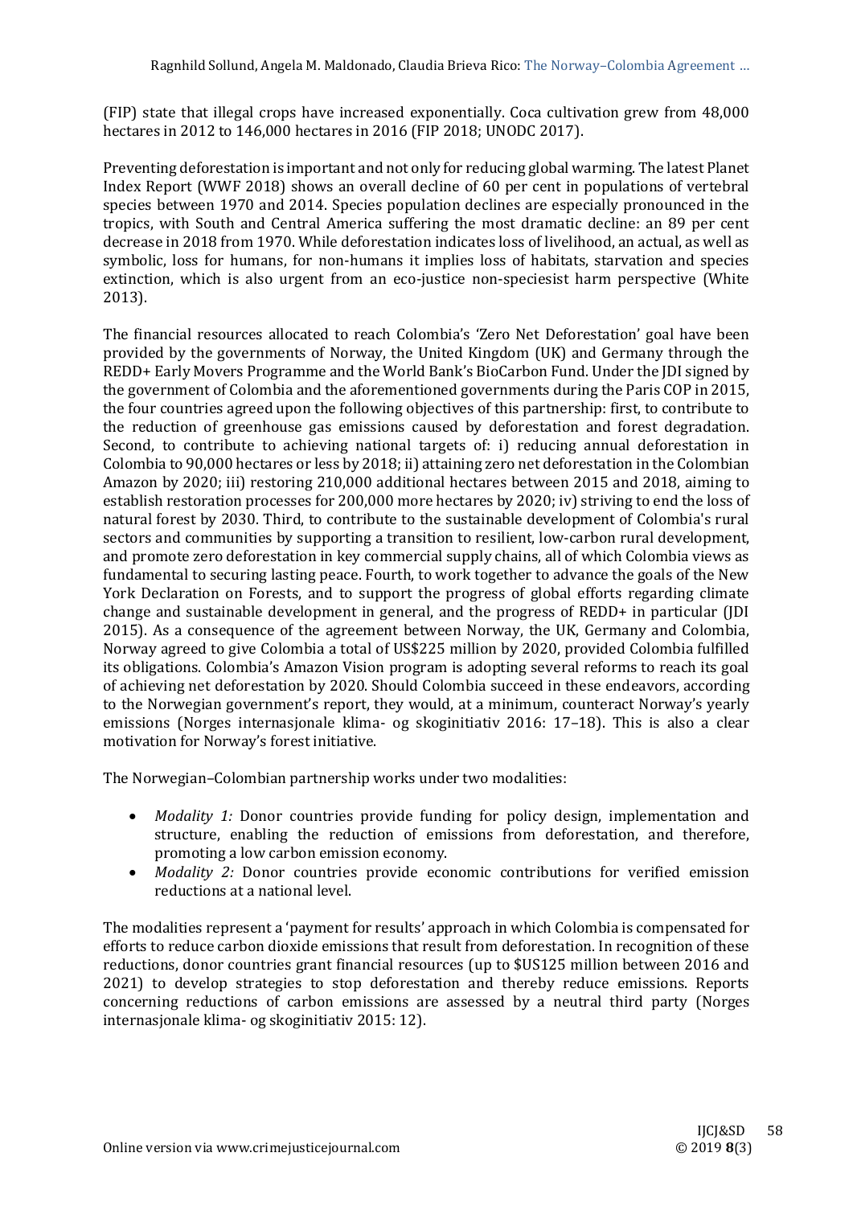(FIP) state that illegal crops have increased exponentially. Coca cultivation grew from 48,000 hectares in 2012 to 146,000 hectares in 2016 (FIP 2018; UNODC 2017).

Preventing deforestation is important and not only for reducing global warming. The latest Planet Index Report (WWF 2018) shows an overall decline of 60 per cent in populations of vertebral species between 1970 and 2014. Species population declines are especially pronounced in the tropics, with South and Central America suffering the most dramatic decline: an 89 per cent decrease in 2018 from 1970. While deforestation indicates loss of livelihood, an actual, as well as symbolic, loss for humans, for non-humans it implies loss of habitats, starvation and species extinction, which is also urgent from an eco-justice non-speciesist harm perspective (White 2013).

The financial resources allocated to reach Colombia's 'Zero Net Deforestation' goal have been provided by the governments of Norway, the United Kingdom (UK) and Germany through the REDD+ Early Movers Programme and the World Bank's BioCarbon Fund. Under the JDI signed by the government of Colombia and the aforementioned governments during the Paris COP in 2015, the four countries agreed upon the following objectives of this partnership: first, to contribute to the reduction of greenhouse gas emissions caused by deforestation and forest degradation. Second, to contribute to achieving national targets of: i) reducing annual deforestation in Colombia to 90,000 hectares or less by 2018; ii) attaining zero net deforestation in the Colombian Amazon by 2020; iii) restoring 210,000 additional hectares between 2015 and 2018, aiming to establish restoration processes for 200,000 more hectares by 2020; iv) striving to end the loss of natural forest by 2030. Third, to contribute to the sustainable development of Colombia's rural sectors and communities by supporting a transition to resilient, low-carbon rural development, and promote zero deforestation in key commercial supply chains, all of which Colombia views as fundamental to securing lasting peace. Fourth, to work together to advance the goals of the New York Declaration on Forests, and to support the progress of global efforts regarding climate change and sustainable development in general, and the progress of REDD+ in particular (JDI 2015). As a consequence of the agreement between Norway, the UK, Germany and Colombia, Norway agreed to give Colombia a total of US$225 million by 2020, provided Colombia fulfilled its obligations. Colombia's Amazon Vision program is adopting several reforms to reach its goal of achieving net deforestation by 2020. Should Colombia succeed in these endeavors, according to the Norwegian government's report, they would, at a minimum, counteract Norway's yearly emissions (Norges internasjonale klima- og skoginitiativ 2016: 17–18). This is also a clear motivation for Norway's forest initiative.

The Norwegian–Colombian partnership works under two modalities:

- *Modality 1:* Donor countries provide funding for policy design, implementation and structure, enabling the reduction of emissions from deforestation, and therefore, promoting a low carbon emission economy.
- *Modality 2:* Donor countries provide economic contributions for verified emission reductions at a national level.

The modalities represent a 'payment for results' approach in which Colombia is compensated for efforts to reduce carbon dioxide emissions that result from deforestation. In recognition of these reductions, donor countries grant financial resources (up to $US125 million between 2016 and 2021) to develop strategies to stop deforestation and thereby reduce emissions. Reports concerning reductions of carbon emissions are assessed by a neutral third party (Norges internasjonale klima- og skoginitiativ 2015: 12).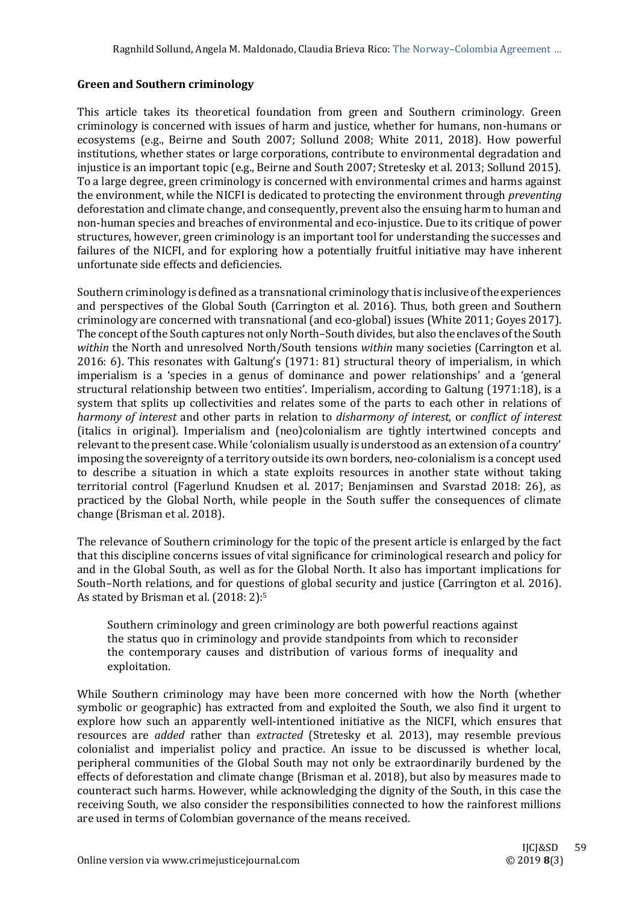## Green and Southern criminology

This article takes its theoretical foundation from green and Southern criminology. Green criminology is concerned with issues of harm and justice, whether for humans, non-humans or ecosystems (e.g., Beirne and South 2007; Sollund 2008; White 2011, 2018). How powerful institutions, whether states or large corporations, contribute to environmental degradation and injustice is an important topic (e.g., Beirne and South 2007; Stretesky et al. 2013; Sollund 2015). To a large degree, green criminology is concerned with environmental crimes and harms against the environment, while the NICFI is dedicated to protecting the environment through *preventing* deforestation and climate change, and consequently, prevent also the ensuing harm to human and non-human species and breaches of environmental and eco-injustice. Due to its critique of power structures, however, green criminology is an important tool for understanding the successes and failures of the NICFI, and for exploring how a potentially fruitful initiative may have inherent unfortunate side effects and deficiencies.

Southern criminology is defined as a transnational criminology that is inclusive of the experiences and perspectives of the Global South (Carrington et al. 2016). Thus, both green and Southern criminology are concerned with transnational (and eco-global) issues (White 2011; Goyes 2017). The concept of the South captures not only North–South divides, but also the enclaves of the South *within* the North and unresolved North/South tensions *within* many societies (Carrington et al. 2016: 6). This resonates with Galtung's (1971: 81) structural theory of imperialism, in which imperialism is a 'species in a genus of dominance and power relationships' and a 'general structural relationship between two entities'. Imperialism, according to Galtung (1971:18), is a system that splits up collectivities and relates some of the parts to each other in relations of *harmony of interest* and other parts in relation to *disharmony of interest,* or *conflict of interest* (italics in original). Imperialism and (neo)colonialism are tightly intertwined concepts and relevant to the present case. While 'colonialism usually is understood as an extension of a country' imposing the sovereignty of a territory outside its own borders, neo-colonialism is a concept used to describe a situation in which a state exploits resources in another state without taking territorial control (Fagerlund Knudsen et al. 2017; Benjaminsen and Svarstad 2018: 26), as practiced by the Global North, while people in the South suffer the consequences of climate change (Brisman et al. 2018).

The relevance of Southern criminology for the topic of the present article is enlarged by the fact that this discipline concerns issues of vital significance for criminological research and policy for and in the Global South, as well as for the Global North. It also has important implications for South–North relations, and for questions of global security and justice (Carrington et al. 2016). As stated by Brisman et al. (2018: 2):[5]

> Southern criminology and green criminology are both powerful reactions against the status quo in criminology and provide standpoints from which to reconsider the contemporary causes and distribution of various forms of inequality and exploitation.

While Southern criminology may have been more concerned with how the North (whether symbolic or geographic) has extracted from and exploited the South, we also find it urgent to explore how such an apparently well-intentioned initiative as the NICFI, which ensures that resources are *added* rather than *extracted* (Stretesky et al. 2013), may resemble previous colonialist and imperialist policy and practice. An issue to be discussed is whether local, peripheral communities of the Global South may not only be extraordinarily burdened by the effects of deforestation and climate change (Brisman et al. 2018), but also by measures made to counteract such harms. However, while acknowledging the dignity of the South, in this case the receiving South, we also consider the responsibilities connected to how the rainforest millions are used in terms of Colombian governance of the means received.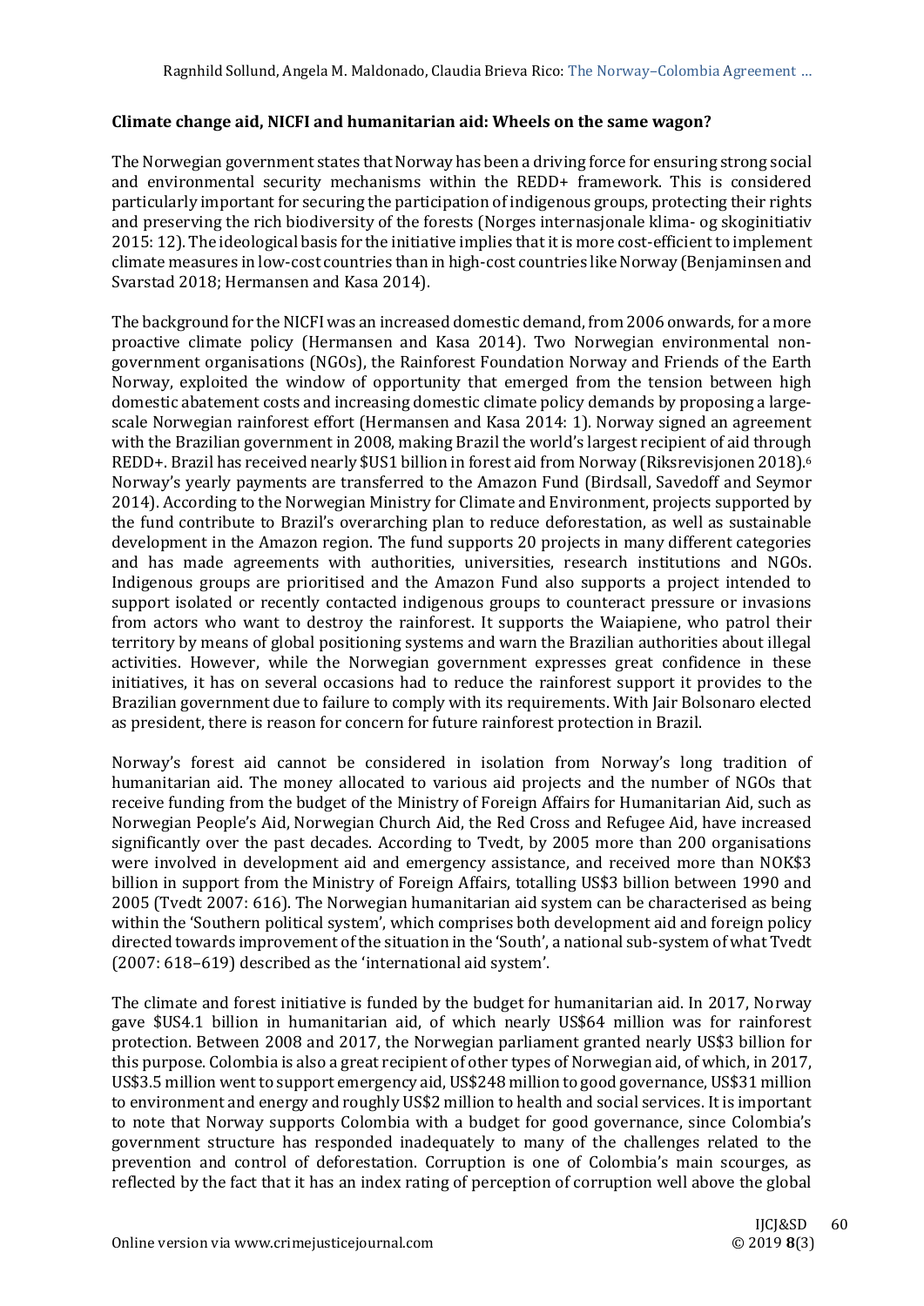**Climate change aid, NICFI and humanitarian aid: Wheels on the same wagon?**

The Norwegian government states that Norway has been a driving force for ensuring strong social and environmental security mechanisms within the REDD+ framework. This is considered particularly important for securing the participation of indigenous groups, protecting their rights and preserving the rich biodiversity of the forests (Norges internasjonale klima- og skoginitiativ 2015: 12). The ideological basis for the initiative implies that it is more cost-efficient to implement climate measures in low-cost countries than in high-cost countries like Norway (Benjaminsen and Svarstad 2018; Hermansen and Kasa 2014).

The background for the NICFI was an increased domestic demand, from 2006 onwards, for a more proactive climate policy (Hermansen and Kasa 2014). Two Norwegian environmental non-government organisations (NGOs), the Rainforest Foundation Norway and Friends of the Earth Norway, exploited the window of opportunity that emerged from the tension between high domestic abatement costs and increasing domestic climate policy demands by proposing a large-scale Norwegian rainforest effort (Hermansen and Kasa 2014: 1). Norway signed an agreement with the Brazilian government in 2008, making Brazil the world's largest recipient of aid through REDD+. Brazil has received nearly $US1 billion in forest aid from Norway (Riksrevisjonen 2018).[6] Norway's yearly payments are transferred to the Amazon Fund (Birdsall, Savedoff and Seymor 2014). According to the Norwegian Ministry for Climate and Environment, projects supported by the fund contribute to Brazil's overarching plan to reduce deforestation, as well as sustainable development in the Amazon region. The fund supports 20 projects in many different categories and has made agreements with authorities, universities, research institutions and NGOs. Indigenous groups are prioritised and the Amazon Fund also supports a project intended to support isolated or recently contacted indigenous groups to counteract pressure or invasions from actors who want to destroy the rainforest. It supports the Waiapiene, who patrol their territory by means of global positioning systems and warn the Brazilian authorities about illegal activities. However, while the Norwegian government expresses great confidence in these initiatives, it has on several occasions had to reduce the rainforest support it provides to the Brazilian government due to failure to comply with its requirements. With Jair Bolsonaro elected as president, there is reason for concern for future rainforest protection in Brazil.

Norway's forest aid cannot be considered in isolation from Norway's long tradition of humanitarian aid. The money allocated to various aid projects and the number of NGOs that receive funding from the budget of the Ministry of Foreign Affairs for Humanitarian Aid, such as Norwegian People's Aid, Norwegian Church Aid, the Red Cross and Refugee Aid, have increased significantly over the past decades. According to Tvedt, by 2005 more than 200 organisations were involved in development aid and emergency assistance, and received more than NOK$3 billion in support from the Ministry of Foreign Affairs, totalling US$3 billion between 1990 and 2005 (Tvedt 2007: 616). The Norwegian humanitarian aid system can be characterised as being within the 'Southern political system', which comprises both development aid and foreign policy directed towards improvement of the situation in the 'South', a national sub-system of what Tvedt (2007: 618–619) described as the 'international aid system'.

The climate and forest initiative is funded by the budget for humanitarian aid. In 2017, Norway gave $US4.1 billion in humanitarian aid, of which nearly US$64 million was for rainforest protection. Between 2008 and 2017, the Norwegian parliament granted nearly US$3 billion for this purpose. Colombia is also a great recipient of other types of Norwegian aid, of which, in 2017, US$3.5 million went to support emergency aid, US$248 million to good governance, US$31 million to environment and energy and roughly US$2 million to health and social services. It is important to note that Norway supports Colombia with a budget for good governance, since Colombia's government structure has responded inadequately to many of the challenges related to the prevention and control of deforestation. Corruption is one of Colombia's main scourges, as reflected by the fact that it has an index rating of perception of corruption well above the global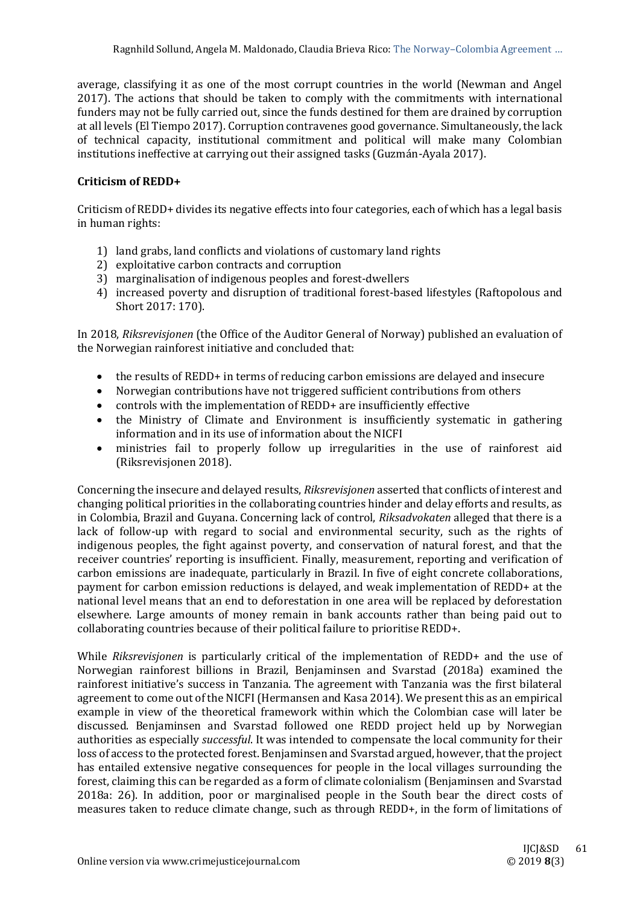average, classifying it as one of the most corrupt countries in the world (Newman and Angel 2017). The actions that should be taken to comply with the commitments with international funders may not be fully carried out, since the funds destined for them are drained by corruption at all levels (El Tiempo 2017). Corruption contravenes good governance. Simultaneously, the lack of technical capacity, institutional commitment and political will make many Colombian institutions ineffective at carrying out their assigned tasks (Guzmán-Ayala 2017).

**Criticism of REDD+**

Criticism of REDD+ divides its negative effects into four categories, each of which has a legal basis in human rights:

1) land grabs, land conflicts and violations of customary land rights
2) exploitative carbon contracts and corruption
3) marginalisation of indigenous peoples and forest-dwellers
4) increased poverty and disruption of traditional forest-based lifestyles (Raftopolous and Short 2017: 170).

In 2018, *Riksrevisjonen* (the Office of the Auditor General of Norway) published an evaluation of the Norwegian rainforest initiative and concluded that:

- the results of REDD+ in terms of reducing carbon emissions are delayed and insecure
- Norwegian contributions have not triggered sufficient contributions from others
- controls with the implementation of REDD+ are insufficiently effective
- the Ministry of Climate and Environment is insufficiently systematic in gathering information and in its use of information about the NICFI
- ministries fail to properly follow up irregularities in the use of rainforest aid (Riksrevisjonen 2018).

Concerning the insecure and delayed results, *Riksrevisjonen* asserted that conflicts of interest and changing political priorities in the collaborating countries hinder and delay efforts and results, as in Colombia, Brazil and Guyana. Concerning lack of control, *Riksadvokaten* alleged that there is a lack of follow-up with regard to social and environmental security, such as the rights of indigenous peoples, the fight against poverty, and conservation of natural forest, and that the receiver countries' reporting is insufficient. Finally, measurement, reporting and verification of carbon emissions are inadequate, particularly in Brazil. In five of eight concrete collaborations, payment for carbon emission reductions is delayed, and weak implementation of REDD+ at the national level means that an end to deforestation in one area will be replaced by deforestation elsewhere. Large amounts of money remain in bank accounts rather than being paid out to collaborating countries because of their political failure to prioritise REDD+.

While *Riksrevisjonen* is particularly critical of the implementation of REDD+ and the use of Norwegian rainforest billions in Brazil, Benjaminsen and Svarstad (*2*018a) examined the rainforest initiative's success in Tanzania. The agreement with Tanzania was the first bilateral agreement to come out of the NICFI (Hermansen and Kasa 2014). We present this as an empirical example in view of the theoretical framework within which the Colombian case will later be discussed. Benjaminsen and Svarstad followed one REDD project held up by Norwegian authorities as especially *successful*. It was intended to compensate the local community for their loss of access to the protected forest. Benjaminsen and Svarstad argued, however, that the project has entailed extensive negative consequences for people in the local villages surrounding the forest, claiming this can be regarded as a form of climate colonialism (Benjaminsen and Svarstad 2018a: 26). In addition, poor or marginalised people in the South bear the direct costs of measures taken to reduce climate change, such as through REDD+, in the form of limitations of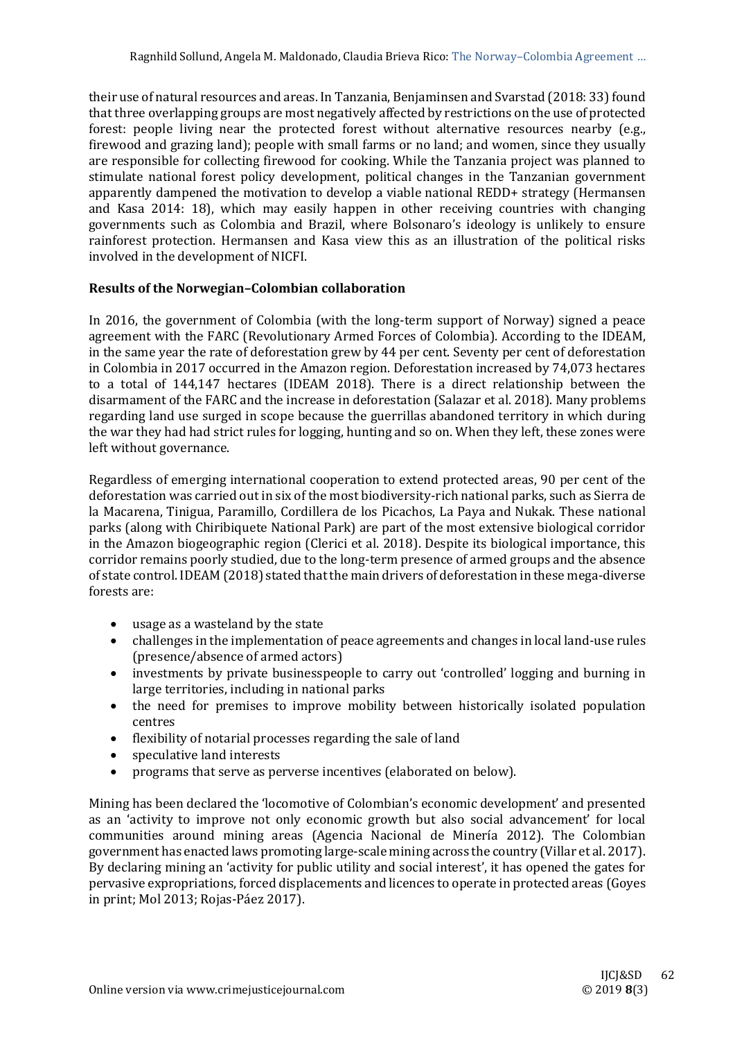their use of natural resources and areas. In Tanzania, Benjaminsen and Svarstad (2018: 33) found that three overlapping groups are most negatively affected by restrictions on the use of protected forest: people living near the protected forest without alternative resources nearby (e.g., firewood and grazing land); people with small farms or no land; and women, since they usually are responsible for collecting firewood for cooking. While the Tanzania project was planned to stimulate national forest policy development, political changes in the Tanzanian government apparently dampened the motivation to develop a viable national REDD+ strategy (Hermansen and Kasa 2014: 18), which may easily happen in other receiving countries with changing governments such as Colombia and Brazil, where Bolsonaro's ideology is unlikely to ensure rainforest protection. Hermansen and Kasa view this as an illustration of the political risks involved in the development of NICFI.

**Results of the Norwegian–Colombian collaboration**

In 2016, the government of Colombia (with the long-term support of Norway) signed a peace agreement with the FARC (Revolutionary Armed Forces of Colombia). According to the IDEAM, in the same year the rate of deforestation grew by 44 per cent. Seventy per cent of deforestation in Colombia in 2017 occurred in the Amazon region. Deforestation increased by 74,073 hectares to a total of 144,147 hectares (IDEAM 2018). There is a direct relationship between the disarmament of the FARC and the increase in deforestation (Salazar et al. 2018). Many problems regarding land use surged in scope because the guerrillas abandoned territory in which during the war they had had strict rules for logging, hunting and so on. When they left, these zones were left without governance.

Regardless of emerging international cooperation to extend protected areas, 90 per cent of the deforestation was carried out in six of the most biodiversity-rich national parks, such as Sierra de la Macarena, Tinigua, Paramillo, Cordillera de los Picachos, La Paya and Nukak. These national parks (along with Chiribiquete National Park) are part of the most extensive biological corridor in the Amazon biogeographic region (Clerici et al. 2018). Despite its biological importance, this corridor remains poorly studied, due to the long-term presence of armed groups and the absence of state control. IDEAM (2018) stated that the main drivers of deforestation in these mega-diverse forests are:

- usage as a wasteland by the state
- challenges in the implementation of peace agreements and changes in local land-use rules (presence/absence of armed actors)
- investments by private businesspeople to carry out 'controlled' logging and burning in large territories, including in national parks
- the need for premises to improve mobility between historically isolated population centres
- flexibility of notarial processes regarding the sale of land
- speculative land interests
- programs that serve as perverse incentives (elaborated on below).

Mining has been declared the 'locomotive of Colombian's economic development' and presented as an 'activity to improve not only economic growth but also social advancement' for local communities around mining areas (Agencia Nacional de Minería 2012). The Colombian government has enacted laws promoting large-scale mining across the country (Villar et al. 2017). By declaring mining an 'activity for public utility and social interest', it has opened the gates for pervasive expropriations, forced displacements and licences to operate in protected areas (Goyes in print; Mol 2013; Rojas-Páez 2017).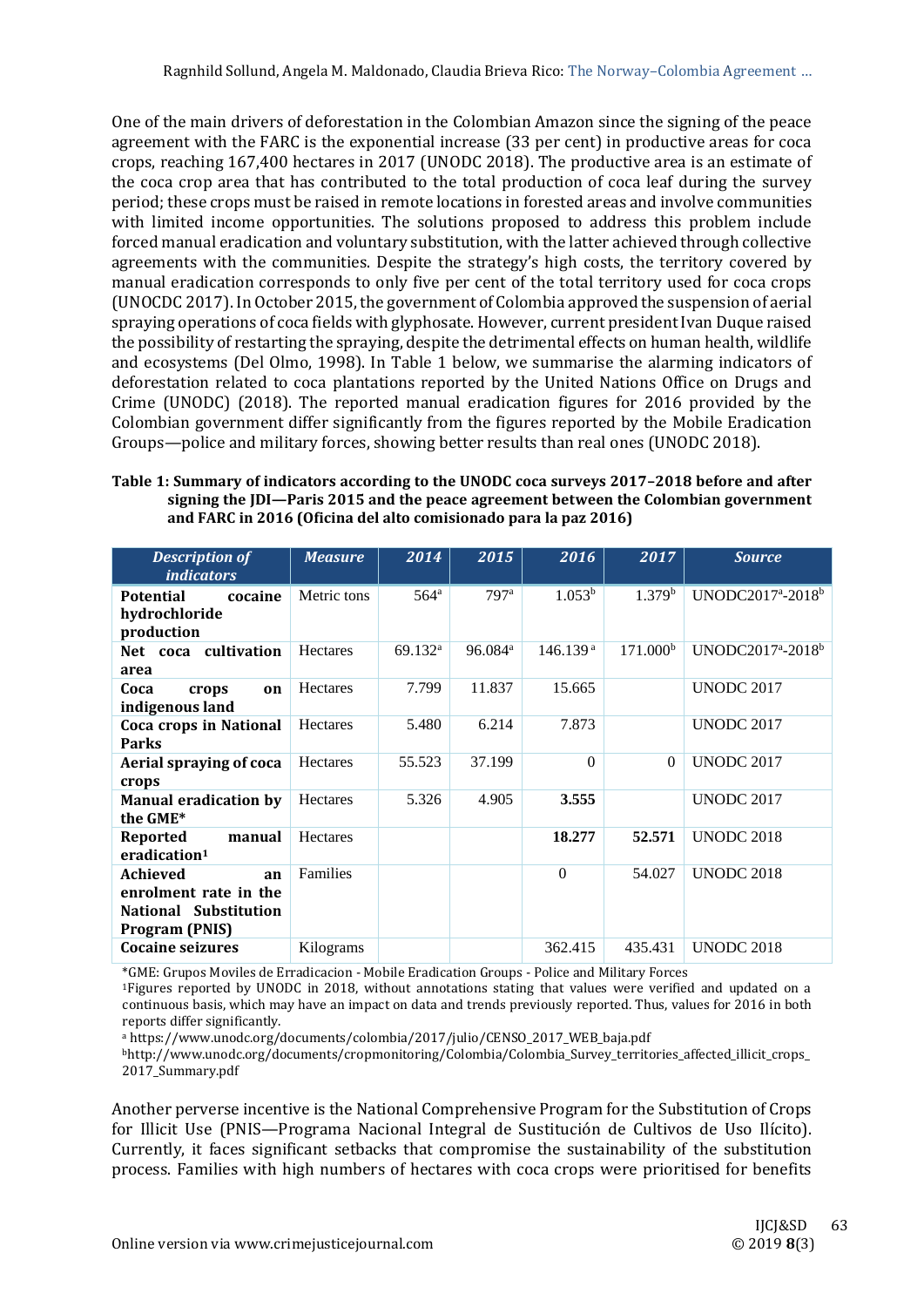One of the main drivers of deforestation in the Colombian Amazon since the signing of the peace agreement with the FARC is the exponential increase (33 per cent) in productive areas for coca crops, reaching 167,400 hectares in 2017 (UNODC 2018). The productive area is an estimate of the coca crop area that has contributed to the total production of coca leaf during the survey period; these crops must be raised in remote locations in forested areas and involve communities with limited income opportunities. The solutions proposed to address this problem include forced manual eradication and voluntary substitution, with the latter achieved through collective agreements with the communities. Despite the strategy's high costs, the territory covered by manual eradication corresponds to only five per cent of the total territory used for coca crops (UNOCDC 2017). In October 2015, the government of Colombia approved the suspension of aerial spraying operations of coca fields with glyphosate. However, current president Ivan Duque raised the possibility of restarting the spraying, despite the detrimental effects on human health, wildlife and ecosystems (Del Olmo, 1998). In Table 1 below, we summarise the alarming indicators of deforestation related to coca plantations reported by the United Nations Office on Drugs and Crime (UNODC) (2018). The reported manual eradication figures for 2016 provided by the Colombian government differ significantly from the figures reported by the Mobile Eradication Groups—police and military forces, showing better results than real ones (UNODC 2018).

**Table 1: Summary of indicators according to the UNODC coca surveys 2017–2018 before and after signing the JDI—Paris 2015 and the peace agreement between the Colombian government and FARC in 2016 (Oficina del alto comisionado para la paz 2016)**

| *Description of indicators* | *Measure* | *2014* | *2015* | *2016* | *2017* | *Source* |
|---|---|---|---|---|---|---|
| **Potential cocaine hydrochloride production** | Metric tons | 564[a] | 797[a] | 1.053[b] | 1.379[b] | UNODC2017[a]-2018[b] |
| **Net coca cultivation area** | Hectares | 69.132[a] | 96.084[a] | 146.139[a] | 171.000[b] | UNODC2017[a]-2018[b] |
| **Coca crops on indigenous land** | Hectares | 7.799 | 11.837 | 15.665 | | UNODC 2017 |
| **Coca crops in National Parks** | Hectares | 5.480 | 6.214 | 7.873 | | UNODC 2017 |
| **Aerial spraying of coca crops** | Hectares | 55.523 | 37.199 | 0 | 0 | UNODC 2017 |
| **Manual eradication by the GME*** | Hectares | 5.326 | 4.905 | **3.555** | | UNODC 2017 |
| **Reported manual eradication[1]** | Hectares | | | **18.277** | **52.571** | UNODC 2018 |
| **Achieved an enrolment rate in the National Substitution Program (PNIS)** | Families | | | 0 | 54.027 | UNODC 2018 |
| **Cocaine seizures** | Kilograms | | | 362.415 | 435.431 | UNODC 2018 |

*GME: Grupos Moviles de Erradicacion - Mobile Eradication Groups - Police and Military Forces

[1]Figures reported by UNODC in 2018, without annotations stating that values were verified and updated on a continuous basis, which may have an impact on data and trends previously reported. Thus, values for 2016 in both reports differ significantly.

[a] https://www.unodc.org/documents/colombia/2017/julio/CENSO_2017_WEB_baja.pdf

[b]http://www.unodc.org/documents/cropmonitoring/Colombia/Colombia_Survey_territories_affected_illicit_crops_2017_Summary.pdf

Another perverse incentive is the National Comprehensive Program for the Substitution of Crops for Illicit Use (PNIS—Programa Nacional Integral de Sustitución de Cultivos de Uso Ilícito). Currently, it faces significant setbacks that compromise the sustainability of the substitution process. Families with high numbers of hectares with coca crops were prioritised for benefits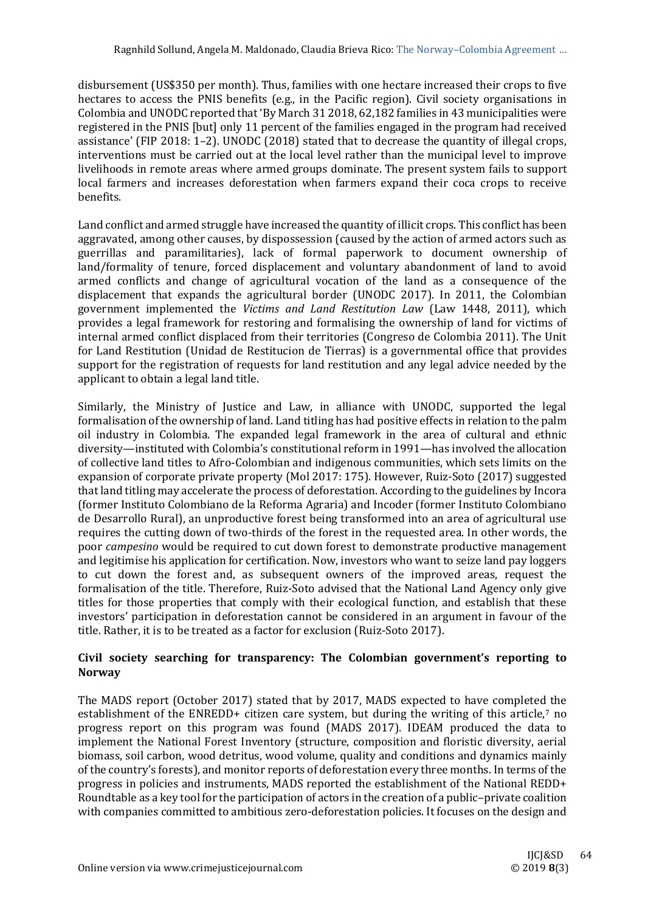disbursement (US$350 per month). Thus, families with one hectare increased their crops to five hectares to access the PNIS benefits (e.g., in the Pacific region). Civil society organisations in Colombia and UNODC reported that 'By March 31 2018, 62,182 families in 43 municipalities were registered in the PNIS [but] only 11 percent of the families engaged in the program had received assistance' (FIP 2018: 1–2). UNODC (2018) stated that to decrease the quantity of illegal crops, interventions must be carried out at the local level rather than the municipal level to improve livelihoods in remote areas where armed groups dominate. The present system fails to support local farmers and increases deforestation when farmers expand their coca crops to receive benefits.

Land conflict and armed struggle have increased the quantity of illicit crops. This conflict has been aggravated, among other causes, by dispossession (caused by the action of armed actors such as guerrillas and paramilitaries), lack of formal paperwork to document ownership of land/formality of tenure, forced displacement and voluntary abandonment of land to avoid armed conflicts and change of agricultural vocation of the land as a consequence of the displacement that expands the agricultural border (UNODC 2017). In 2011, the Colombian government implemented the *Victims and Land Restitution Law* (Law 1448, 2011), which provides a legal framework for restoring and formalising the ownership of land for victims of internal armed conflict displaced from their territories (Congreso de Colombia 2011). The Unit for Land Restitution (Unidad de Restitucion de Tierras) is a governmental office that provides support for the registration of requests for land restitution and any legal advice needed by the applicant to obtain a legal land title.

Similarly, the Ministry of Justice and Law, in alliance with UNODC, supported the legal formalisation of the ownership of land. Land titling has had positive effects in relation to the palm oil industry in Colombia. The expanded legal framework in the area of cultural and ethnic diversity—instituted with Colombia's constitutional reform in 1991—has involved the allocation of collective land titles to Afro-Colombian and indigenous communities, which sets limits on the expansion of corporate private property (Mol 2017: 175). However, Ruiz-Soto (2017) suggested that land titling may accelerate the process of deforestation. According to the guidelines by Incora (former Instituto Colombiano de la Reforma Agraria) and Incoder (former Instituto Colombiano de Desarrollo Rural), an unproductive forest being transformed into an area of agricultural use requires the cutting down of two-thirds of the forest in the requested area. In other words, the poor *campesino* would be required to cut down forest to demonstrate productive management and legitimise his application for certification. Now, investors who want to seize land pay loggers to cut down the forest and, as subsequent owners of the improved areas, request the formalisation of the title. Therefore, Ruiz-Soto advised that the National Land Agency only give titles for those properties that comply with their ecological function, and establish that these investors' participation in deforestation cannot be considered in an argument in favour of the title. Rather, it is to be treated as a factor for exclusion (Ruiz-Soto 2017).

### Civil society searching for transparency: The Colombian government's reporting to Norway

The MADS report (October 2017) stated that by 2017, MADS expected to have completed the establishment of the ENREDD+ citizen care system, but during the writing of this article,[7] no progress report on this program was found (MADS 2017). IDEAM produced the data to implement the National Forest Inventory (structure, composition and floristic diversity, aerial biomass, soil carbon, wood detritus, wood volume, quality and conditions and dynamics mainly of the country's forests), and monitor reports of deforestation every three months. In terms of the progress in policies and instruments, MADS reported the establishment of the National REDD+ Roundtable as a key tool for the participation of actors in the creation of a public–private coalition with companies committed to ambitious zero-deforestation policies. It focuses on the design and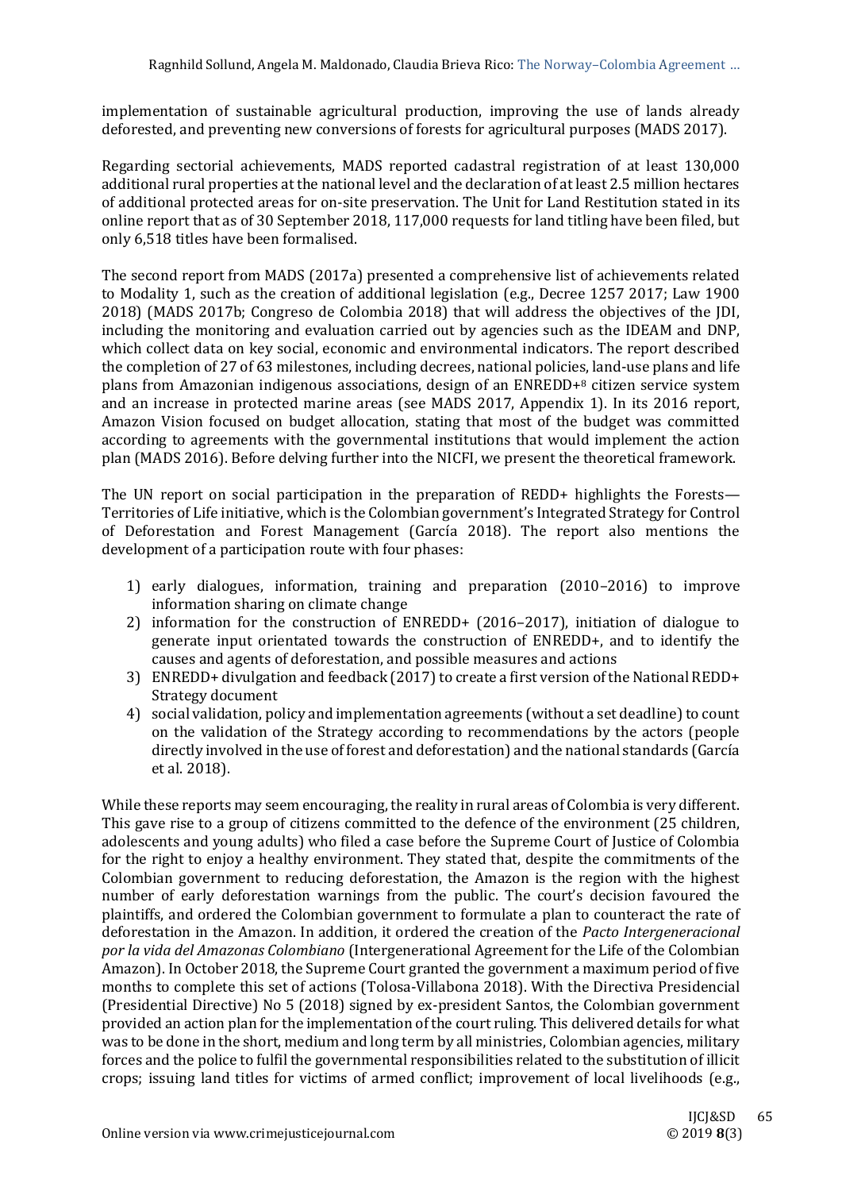implementation of sustainable agricultural production, improving the use of lands already deforested, and preventing new conversions of forests for agricultural purposes (MADS 2017).

Regarding sectorial achievements, MADS reported cadastral registration of at least 130,000 additional rural properties at the national level and the declaration of at least 2.5 million hectares of additional protected areas for on-site preservation. The Unit for Land Restitution stated in its online report that as of 30 September 2018, 117,000 requests for land titling have been filed, but only 6,518 titles have been formalised.

The second report from MADS (2017a) presented a comprehensive list of achievements related to Modality 1, such as the creation of additional legislation (e.g., Decree 1257 2017; Law 1900 2018) (MADS 2017b; Congreso de Colombia 2018) that will address the objectives of the JDI, including the monitoring and evaluation carried out by agencies such as the IDEAM and DNP, which collect data on key social, economic and environmental indicators. The report described the completion of 27 of 63 milestones, including decrees, national policies, land-use plans and life plans from Amazonian indigenous associations, design of an ENREDD+[8] citizen service system and an increase in protected marine areas (see MADS 2017, Appendix 1). In its 2016 report, Amazon Vision focused on budget allocation, stating that most of the budget was committed according to agreements with the governmental institutions that would implement the action plan (MADS 2016). Before delving further into the NICFI, we present the theoretical framework.

The UN report on social participation in the preparation of REDD+ highlights the Forests—Territories of Life initiative, which is the Colombian government's Integrated Strategy for Control of Deforestation and Forest Management (García 2018). The report also mentions the development of a participation route with four phases:

1) early dialogues, information, training and preparation (2010–2016) to improve information sharing on climate change
2) information for the construction of ENREDD+ (2016–2017), initiation of dialogue to generate input orientated towards the construction of ENREDD+, and to identify the causes and agents of deforestation, and possible measures and actions
3) ENREDD+ divulgation and feedback (2017) to create a first version of the National REDD+ Strategy document
4) social validation, policy and implementation agreements (without a set deadline) to count on the validation of the Strategy according to recommendations by the actors (people directly involved in the use of forest and deforestation) and the national standards (García et al. 2018).

While these reports may seem encouraging, the reality in rural areas of Colombia is very different. This gave rise to a group of citizens committed to the defence of the environment (25 children, adolescents and young adults) who filed a case before the Supreme Court of Justice of Colombia for the right to enjoy a healthy environment. They stated that, despite the commitments of the Colombian government to reducing deforestation, the Amazon is the region with the highest number of early deforestation warnings from the public. The court's decision favoured the plaintiffs, and ordered the Colombian government to formulate a plan to counteract the rate of deforestation in the Amazon. In addition, it ordered the creation of the *Pacto Intergeneracional por la vida del Amazonas Colombiano* (Intergenerational Agreement for the Life of the Colombian Amazon). In October 2018, the Supreme Court granted the government a maximum period of five months to complete this set of actions (Tolosa-Villabona 2018). With the Directiva Presidencial (Presidential Directive) No 5 (2018) signed by ex-president Santos, the Colombian government provided an action plan for the implementation of the court ruling. This delivered details for what was to be done in the short, medium and long term by all ministries, Colombian agencies, military forces and the police to fulfil the governmental responsibilities related to the substitution of illicit crops; issuing land titles for victims of armed conflict; improvement of local livelihoods (e.g.,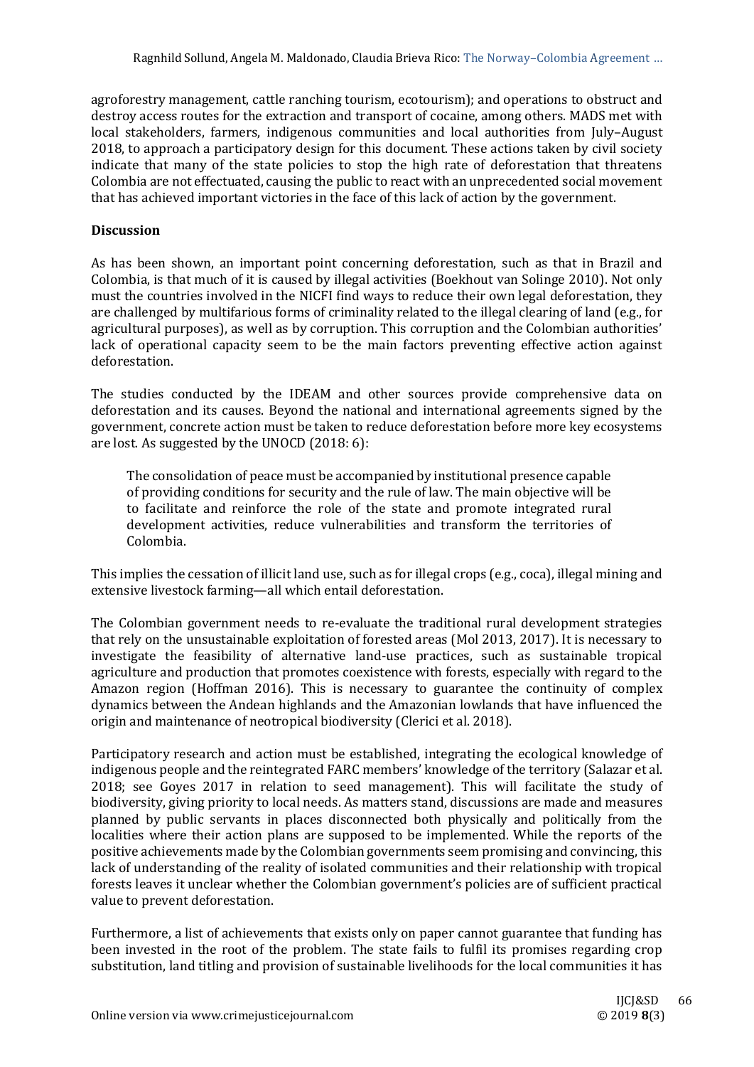agroforestry management, cattle ranching tourism, ecotourism); and operations to obstruct and destroy access routes for the extraction and transport of cocaine, among others. MADS met with local stakeholders, farmers, indigenous communities and local authorities from July–August 2018, to approach a participatory design for this document. These actions taken by civil society indicate that many of the state policies to stop the high rate of deforestation that threatens Colombia are not effectuated, causing the public to react with an unprecedented social movement that has achieved important victories in the face of this lack of action by the government.

## Discussion

As has been shown, an important point concerning deforestation, such as that in Brazil and Colombia, is that much of it is caused by illegal activities (Boekhout van Solinge 2010). Not only must the countries involved in the NICFI find ways to reduce their own legal deforestation, they are challenged by multifarious forms of criminality related to the illegal clearing of land (e.g., for agricultural purposes), as well as by corruption. This corruption and the Colombian authorities' lack of operational capacity seem to be the main factors preventing effective action against deforestation.

The studies conducted by the IDEAM and other sources provide comprehensive data on deforestation and its causes. Beyond the national and international agreements signed by the government, concrete action must be taken to reduce deforestation before more key ecosystems are lost. As suggested by the UNOCD (2018: 6):

> The consolidation of peace must be accompanied by institutional presence capable of providing conditions for security and the rule of law. The main objective will be to facilitate and reinforce the role of the state and promote integrated rural development activities, reduce vulnerabilities and transform the territories of Colombia.

This implies the cessation of illicit land use, such as for illegal crops (e.g., coca), illegal mining and extensive livestock farming—all which entail deforestation.

The Colombian government needs to re-evaluate the traditional rural development strategies that rely on the unsustainable exploitation of forested areas (Mol 2013, 2017). It is necessary to investigate the feasibility of alternative land-use practices, such as sustainable tropical agriculture and production that promotes coexistence with forests, especially with regard to the Amazon region (Hoffman 2016). This is necessary to guarantee the continuity of complex dynamics between the Andean highlands and the Amazonian lowlands that have influenced the origin and maintenance of neotropical biodiversity (Clerici et al. 2018).

Participatory research and action must be established, integrating the ecological knowledge of indigenous people and the reintegrated FARC members' knowledge of the territory (Salazar et al. 2018; see Goyes 2017 in relation to seed management). This will facilitate the study of biodiversity, giving priority to local needs. As matters stand, discussions are made and measures planned by public servants in places disconnected both physically and politically from the localities where their action plans are supposed to be implemented. While the reports of the positive achievements made by the Colombian governments seem promising and convincing, this lack of understanding of the reality of isolated communities and their relationship with tropical forests leaves it unclear whether the Colombian government's policies are of sufficient practical value to prevent deforestation.

Furthermore, a list of achievements that exists only on paper cannot guarantee that funding has been invested in the root of the problem. The state fails to fulfil its promises regarding crop substitution, land titling and provision of sustainable livelihoods for the local communities it has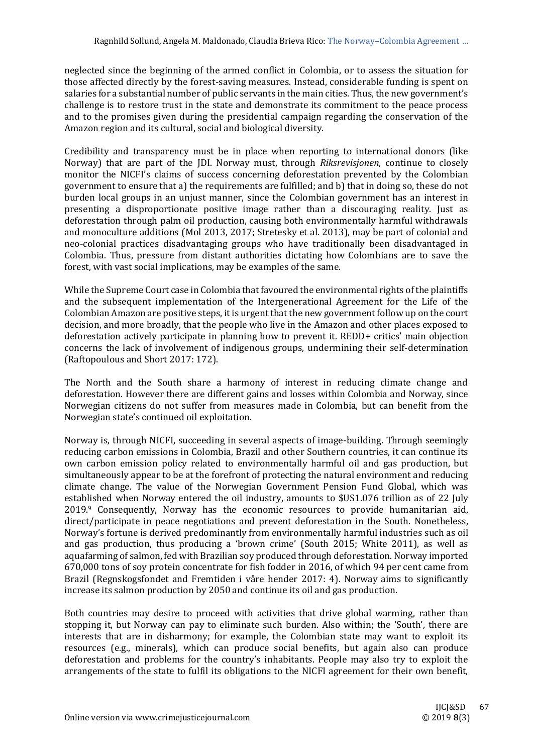neglected since the beginning of the armed conflict in Colombia, or to assess the situation for those affected directly by the forest-saving measures. Instead, considerable funding is spent on salaries for a substantial number of public servants in the main cities. Thus, the new government's challenge is to restore trust in the state and demonstrate its commitment to the peace process and to the promises given during the presidential campaign regarding the conservation of the Amazon region and its cultural, social and biological diversity.

Credibility and transparency must be in place when reporting to international donors (like Norway) that are part of the JDI. Norway must, through *Riksrevisjonen*, continue to closely monitor the NICFI's claims of success concerning deforestation prevented by the Colombian government to ensure that a) the requirements are fulfilled; and b) that in doing so, these do not burden local groups in an unjust manner, since the Colombian government has an interest in presenting a disproportionate positive image rather than a discouraging reality. Just as deforestation through palm oil production, causing both environmentally harmful withdrawals and monoculture additions (Mol 2013, 2017; Stretesky et al. 2013), may be part of colonial and neo-colonial practices disadvantaging groups who have traditionally been disadvantaged in Colombia. Thus, pressure from distant authorities dictating how Colombians are to save the forest, with vast social implications, may be examples of the same.

While the Supreme Court case in Colombia that favoured the environmental rights of the plaintiffs and the subsequent implementation of the Intergenerational Agreement for the Life of the Colombian Amazon are positive steps, it is urgent that the new government follow up on the court decision, and more broadly, that the people who live in the Amazon and other places exposed to deforestation actively participate in planning how to prevent it. REDD+ critics' main objection concerns the lack of involvement of indigenous groups, undermining their self-determination (Raftopoulous and Short 2017: 172).

The North and the South share a harmony of interest in reducing climate change and deforestation. However there are different gains and losses within Colombia and Norway, since Norwegian citizens do not suffer from measures made in Colombia, but can benefit from the Norwegian state's continued oil exploitation.

Norway is, through NICFI, succeeding in several aspects of image-building. Through seemingly reducing carbon emissions in Colombia, Brazil and other Southern countries, it can continue its own carbon emission policy related to environmentally harmful oil and gas production, but simultaneously appear to be at the forefront of protecting the natural environment and reducing climate change. The value of the Norwegian Government Pension Fund Global, which was established when Norway entered the oil industry, amounts to $US1.076 trillion as of 22 July 2019.[9] Consequently, Norway has the economic resources to provide humanitarian aid, direct/participate in peace negotiations and prevent deforestation in the South. Nonetheless, Norway's fortune is derived predominantly from environmentally harmful industries such as oil and gas production, thus producing a 'brown crime' (South 2015; White 2011), as well as aquafarming of salmon, fed with Brazilian soy produced through deforestation. Norway imported 670,000 tons of soy protein concentrate for fish fodder in 2016, of which 94 per cent came from Brazil (Regnskogsfondet and Fremtiden i våre hender 2017: 4). Norway aims to significantly increase its salmon production by 2050 and continue its oil and gas production.

Both countries may desire to proceed with activities that drive global warming, rather than stopping it, but Norway can pay to eliminate such burden. Also within; the 'South', there are interests that are in disharmony; for example, the Colombian state may want to exploit its resources (e.g., minerals), which can produce social benefits, but again also can produce deforestation and problems for the country's inhabitants. People may also try to exploit the arrangements of the state to fulfil its obligations to the NICFI agreement for their own benefit,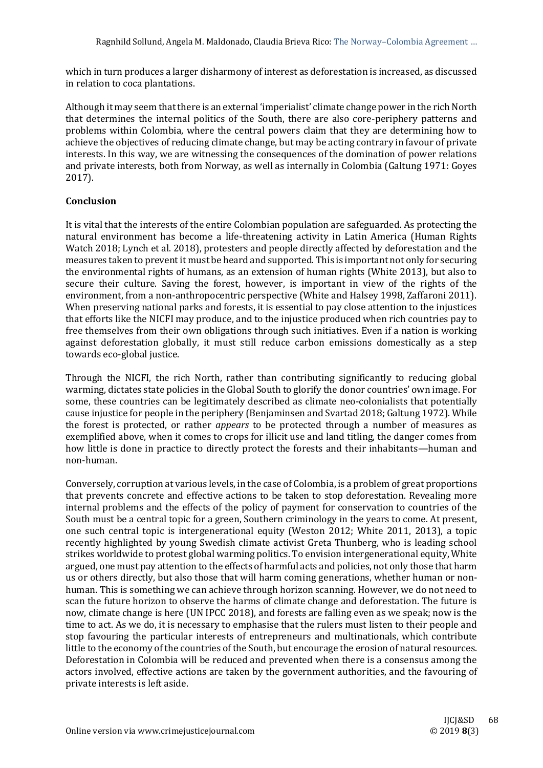which in turn produces a larger disharmony of interest as deforestation is increased, as discussed in relation to coca plantations.

Although it may seem that there is an external 'imperialist' climate change power in the rich North that determines the internal politics of the South, there are also core-periphery patterns and problems within Colombia, where the central powers claim that they are determining how to achieve the objectives of reducing climate change, but may be acting contrary in favour of private interests. In this way, we are witnessing the consequences of the domination of power relations and private interests, both from Norway, as well as internally in Colombia (Galtung 1971: Goyes 2017).

## Conclusion

It is vital that the interests of the entire Colombian population are safeguarded. As protecting the natural environment has become a life-threatening activity in Latin America (Human Rights Watch 2018; Lynch et al. 2018), protesters and people directly affected by deforestation and the measures taken to prevent it must be heard and supported. This is important not only for securing the environmental rights of humans, as an extension of human rights (White 2013), but also to secure their culture. Saving the forest, however, is important in view of the rights of the environment, from a non-anthropocentric perspective (White and Halsey 1998, Zaffaroni 2011). When preserving national parks and forests, it is essential to pay close attention to the injustices that efforts like the NICFI may produce, and to the injustice produced when rich countries pay to free themselves from their own obligations through such initiatives. Even if a nation is working against deforestation globally, it must still reduce carbon emissions domestically as a step towards eco-global justice.

Through the NICFI, the rich North, rather than contributing significantly to reducing global warming, dictates state policies in the Global South to glorify the donor countries' own image. For some, these countries can be legitimately described as climate neo-colonialists that potentially cause injustice for people in the periphery (Benjaminsen and Svartad 2018; Galtung 1972). While the forest is protected, or rather *appears* to be protected through a number of measures as exemplified above, when it comes to crops for illicit use and land titling, the danger comes from how little is done in practice to directly protect the forests and their inhabitants—human and non-human.

Conversely, corruption at various levels, in the case of Colombia, is a problem of great proportions that prevents concrete and effective actions to be taken to stop deforestation. Revealing more internal problems and the effects of the policy of payment for conservation to countries of the South must be a central topic for a green, Southern criminology in the years to come. At present, one such central topic is intergenerational equity (Weston 2012; White 2011, 2013), a topic recently highlighted by young Swedish climate activist Greta Thunberg, who is leading school strikes worldwide to protest global warming politics. To envision intergenerational equity, White argued, one must pay attention to the effects of harmful acts and policies, not only those that harm us or others directly, but also those that will harm coming generations, whether human or non-human. This is something we can achieve through horizon scanning. However, we do not need to scan the future horizon to observe the harms of climate change and deforestation. The future is now, climate change is here (UN IPCC 2018), and forests are falling even as we speak; now is the time to act. As we do, it is necessary to emphasise that the rulers must listen to their people and stop favouring the particular interests of entrepreneurs and multinationals, which contribute little to the economy of the countries of the South, but encourage the erosion of natural resources. Deforestation in Colombia will be reduced and prevented when there is a consensus among the actors involved, effective actions are taken by the government authorities, and the favouring of private interests is left aside.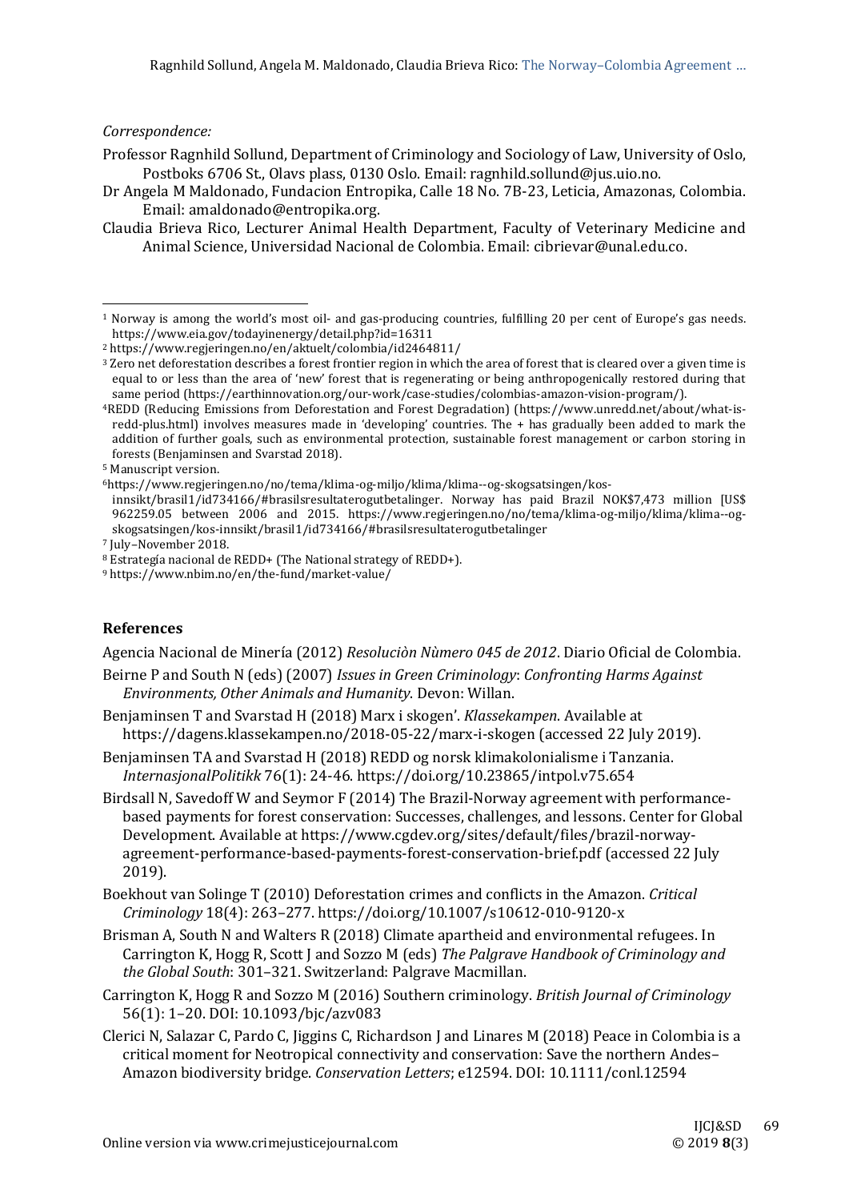*Correspondence:*

Professor Ragnhild Sollund, Department of Criminology and Sociology of Law, University of Oslo, Postboks 6706 St., Olavs plass, 0130 Oslo. Email: ragnhild.sollund@jus.uio.no.

Dr Angela M Maldonado, Fundacion Entropika, Calle 18 No. 7B-23, Leticia, Amazonas, Colombia. Email: amaldonado@entropika.org.

Claudia Brieva Rico, Lecturer Animal Health Department, Faculty of Veterinary Medicine and Animal Science, Universidad Nacional de Colombia. Email: cibrievar@unal.edu.co.

---

[1] Norway is among the world's most oil- and gas-producing countries, fulfilling 20 per cent of Europe's gas needs. https://www.eia.gov/todayinenergy/detail.php?id=16311

[2] https://www.regjeringen.no/en/aktuelt/colombia/id2464811/

[3] Zero net deforestation describes a forest frontier region in which the area of forest that is cleared over a given time is equal to or less than the area of 'new' forest that is regenerating or being anthropogenically restored during that same period (https://earthinnovation.org/our-work/case-studies/colombias-amazon-vision-program/).

[4] REDD (Reducing Emissions from Deforestation and Forest Degradation) (https://www.unredd.net/about/what-is-redd-plus.html) involves measures made in 'developing' countries. The + has gradually been added to mark the addition of further goals, such as environmental protection, sustainable forest management or carbon storing in forests (Benjaminsen and Svarstad 2018).

[5] Manuscript version.

[6] https://www.regjeringen.no/no/tema/klima-og-miljo/klima/klima--og-skogsatsingen/kos-innsikt/brasil1/id734166/#brasilsresultaterogutbetalinger. Norway has paid Brazil NOK$7,473 million [US$ 962259.05 between 2006 and 2015. https://www.regjeringen.no/no/tema/klima-og-miljo/klima/klima--og-skogsatsingen/kos-innsikt/brasil1/id734166/#brasilsresultaterogutbetalinger

[7] July–November 2018.

[8] Estrategía nacional de REDD+ (The National strategy of REDD+).

[9] https://www.nbim.no/en/the-fund/market-value/

## References

Agencia Nacional de Minería (2012) *Resoluciòn Nùmero 045 de 2012*. Diario Oficial de Colombia.

Beirne P and South N (eds) (2007) *Issues in Green Criminology*: *Confronting Harms Against Environments, Other Animals and Humanity*. Devon: Willan.

Benjaminsen T and Svarstad H (2018) Marx i skogen'. *Klassekampen*. Available at https://dagens.klassekampen.no/2018-05-22/marx-i-skogen (accessed 22 July 2019).

Benjaminsen TA and Svarstad H (2018) REDD og norsk klimakolonialisme i Tanzania. *InternasjonalPolitikk* 76(1): 24-46. https://doi.org/10.23865/intpol.v75.654

Birdsall N, Savedoff W and Seymor F (2014) The Brazil-Norway agreement with performance-based payments for forest conservation: Successes, challenges, and lessons. Center for Global Development. Available at https://www.cgdev.org/sites/default/files/brazil-norway-agreement-performance-based-payments-forest-conservation-brief.pdf (accessed 22 July 2019).

Boekhout van Solinge T (2010) Deforestation crimes and conflicts in the Amazon. *Critical Criminology* 18(4): 263–277. https://doi.org/10.1007/s10612-010-9120-x

Brisman A, South N and Walters R (2018) Climate apartheid and environmental refugees. In Carrington K, Hogg R, Scott J and Sozzo M (eds) *The Palgrave Handbook of Criminology and the Global South*: 301–321. Switzerland: Palgrave Macmillan.

Carrington K, Hogg R and Sozzo M (2016) Southern criminology. *British Journal of Criminology* 56(1): 1–20. DOI: 10.1093/bjc/azv083

Clerici N, Salazar C, Pardo C, Jiggins C, Richardson J and Linares M (2018) Peace in Colombia is a critical moment for Neotropical connectivity and conservation: Save the northern Andes–Amazon biodiversity bridge. *Conservation Letters*; e12594. DOI: 10.1111/conl.12594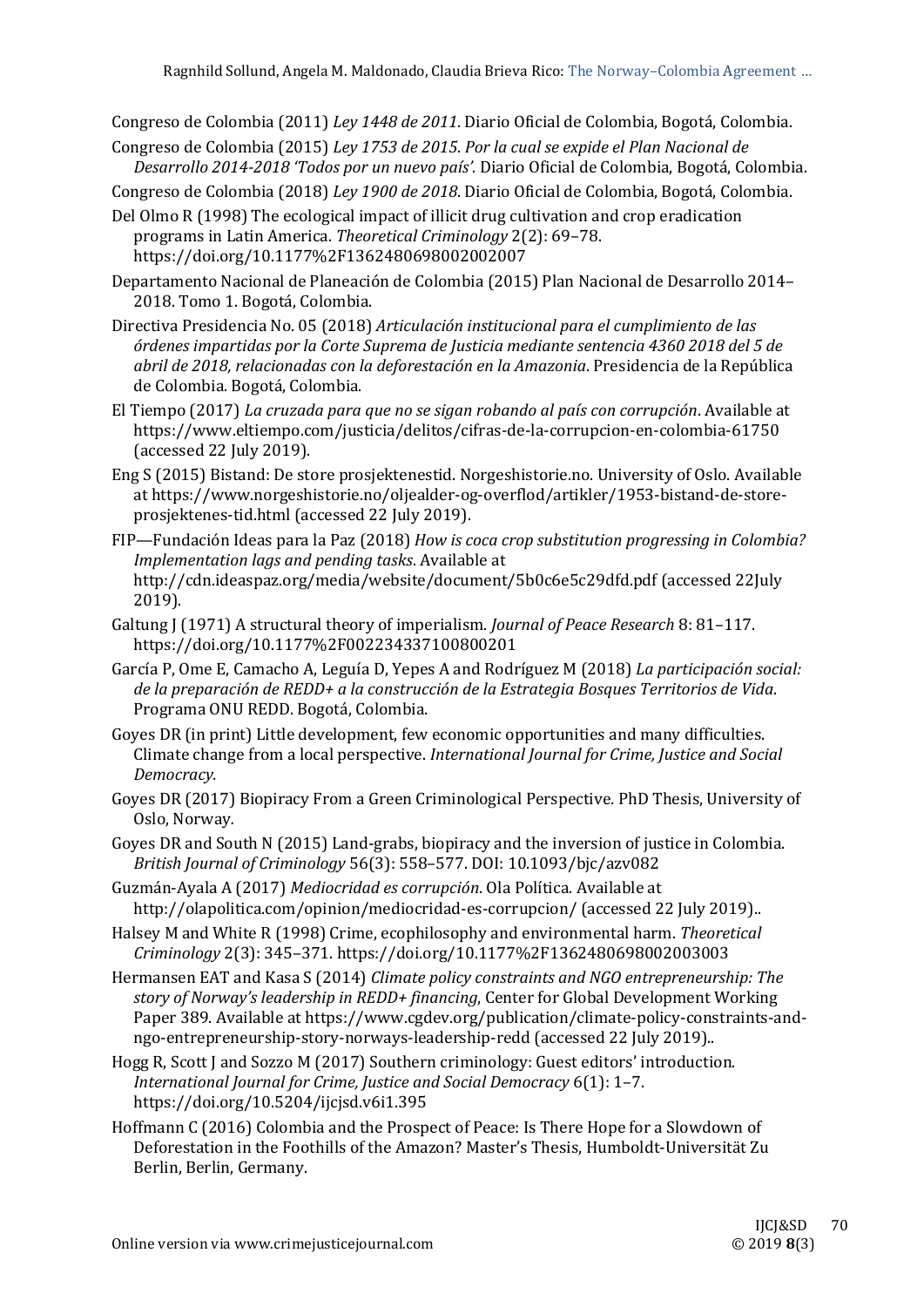Congreso de Colombia (2011) *Ley 1448 de 2011*. Diario Oficial de Colombia, Bogotá, Colombia.

Congreso de Colombia (2015) *Ley 1753 de 2015*. *Por la cual se expide el Plan Nacional de Desarrollo 2014-2018 'Todos por un nuevo país'.* Diario Oficial de Colombia, Bogotá, Colombia.

Congreso de Colombia (2018) *Ley 1900 de 2018*. Diario Oficial de Colombia, Bogotá, Colombia.

Del Olmo R (1998) The ecological impact of illicit drug cultivation and crop eradication programs in Latin America. *Theoretical Criminology* 2(2): 69–78. https://doi.org/10.1177%2F1362480698002002007

Departamento Nacional de Planeación de Colombia (2015) Plan Nacional de Desarrollo 2014–2018. Tomo 1. Bogotá, Colombia.

Directiva Presidencia No. 05 (2018) *Articulación institucional para el cumplimiento de las órdenes impartidas por la Corte Suprema de Justicia mediante sentencia 4360 2018 del 5 de abril de 2018, relacionadas con la deforestación en la Amazonia*. Presidencia de la República de Colombia. Bogotá, Colombia.

El Tiempo (2017) *La cruzada para que no se sigan robando al país con corrupción*. Available at https://www.eltiempo.com/justicia/delitos/cifras-de-la-corrupcion-en-colombia-61750 (accessed 22 July 2019).

Eng S (2015) Bistand: De store prosjektenestid. Norgeshistorie.no. University of Oslo. Available at https://www.norgeshistorie.no/oljealder-og-overflod/artikler/1953-bistand-de-store-prosjektenes-tid.html (accessed 22 July 2019).

FIP—Fundación Ideas para la Paz (2018) *How is coca crop substitution progressing in Colombia? Implementation lags and pending tasks*. Available at http://cdn.ideaspaz.org/media/website/document/5b0c6e5c29dfd.pdf (accessed 22July 2019).

Galtung J (1971) A structural theory of imperialism. *Journal of Peace Research* 8: 81–117. https://doi.org/10.1177%2F002234337100800201

García P, Ome E, Camacho A, Leguía D, Yepes A and Rodríguez M (2018) *La participación social: de la preparación de REDD+ a la construcción de la Estrategia Bosques Territorios de Vida*. Programa ONU REDD. Bogotá, Colombia.

Goyes DR (in print) Little development, few economic opportunities and many difficulties. Climate change from a local perspective. *International Journal for Crime, Justice and Social Democracy.*

Goyes DR (2017) Biopiracy From a Green Criminological Perspective. PhD Thesis, University of Oslo, Norway.

Goyes DR and South N (2015) Land-grabs, biopiracy and the inversion of justice in Colombia. *British Journal of Criminology* 56(3): 558–577. DOI: 10.1093/bjc/azv082

Guzmán-Ayala A (2017) *Mediocridad es corrupción*. Ola Política. Available at http://olapolitica.com/opinion/mediocridad-es-corrupcion/ (accessed 22 July 2019)..

Halsey M and White R (1998) Crime, ecophilosophy and environmental harm. *Theoretical Criminology* 2(3): 345–371. https://doi.org/10.1177%2F1362480698002003003

Hermansen EAT and Kasa S (2014) *Climate policy constraints and NGO entrepreneurship: The story of Norway's leadership in REDD+ financing*, Center for Global Development Working Paper 389. Available at https://www.cgdev.org/publication/climate-policy-constraints-and-ngo-entrepreneurship-story-norways-leadership-redd (accessed 22 July 2019)..

Hogg R, Scott J and Sozzo M (2017) Southern criminology: Guest editors' introduction. *International Journal for Crime, Justice and Social Democracy* 6(1): 1–7. https://doi.org/10.5204/ijcjsd.v6i1.395

Hoffmann C (2016) Colombia and the Prospect of Peace: Is There Hope for a Slowdown of Deforestation in the Foothills of the Amazon? Master's Thesis, Humboldt-Universität Zu Berlin, Berlin, Germany.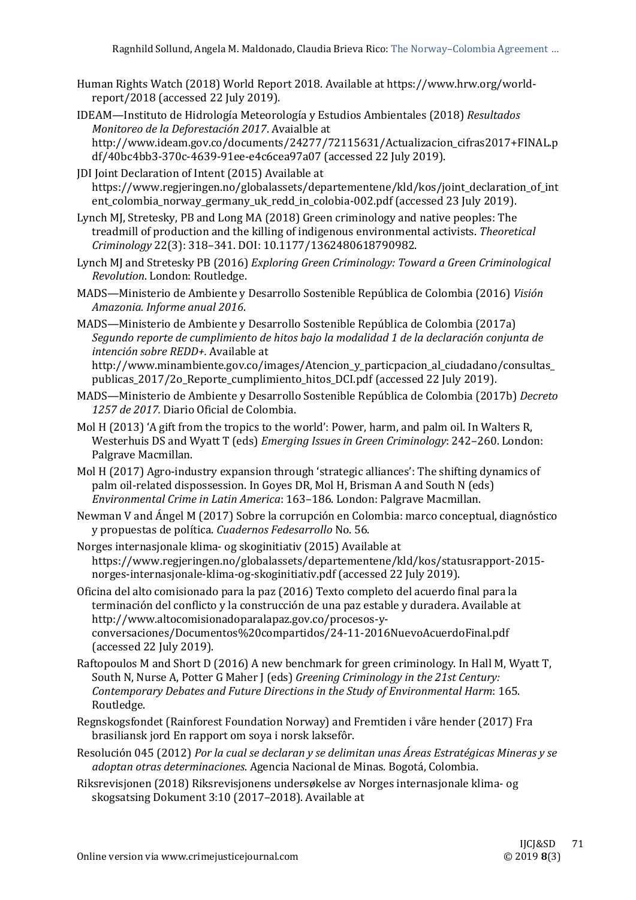Human Rights Watch (2018) World Report 2018. Available at https://www.hrw.org/world-report/2018 (accessed 22 July 2019).

IDEAM—Instituto de Hidrología Meteorología y Estudios Ambientales (2018) *Resultados Monitoreo de la Deforestación 2017*. Avaialble at http://www.ideam.gov.co/documents/24277/72115631/Actualizacion_cifras2017+FINAL.pdf/40bc4bb3-370c-4639-91ee-e4c6cea97a07 (accessed 22 July 2019).

JDI Joint Declaration of Intent (2015) Available at https://www.regjeringen.no/globalassets/departementene/kld/kos/joint_declaration_of_intent_colombia_norway_germany_uk_redd_in_colobia-002.pdf (accessed 23 July 2019).

Lynch MJ, Stretesky, PB and Long MA (2018) Green criminology and native peoples: The treadmill of production and the killing of indigenous environmental activists. *Theoretical Criminology* 22(3): 318–341. DOI: 10.1177/1362480618790982.

Lynch MJ and Stretesky PB (2016) *Exploring Green Criminology: Toward a Green Criminological Revolution*. London: Routledge.

MADS—Ministerio de Ambiente y Desarrollo Sostenible República de Colombia (2016) *Visión Amazonia. Informe anual 2016*.

MADS—Ministerio de Ambiente y Desarrollo Sostenible República de Colombia (2017a) *Segundo reporte de cumplimiento de hitos bajo la modalidad 1 de la declaración conjunta de intención sobre REDD+.* Available at http://www.minambiente.gov.co/images/Atencion_y_particpacion_al_ciudadano/consultas_publicas_2017/2o_Reporte_cumplimiento_hitos_DCI.pdf (accessed 22 July 2019).

MADS—Ministerio de Ambiente y Desarrollo Sostenible República de Colombia (2017b) *Decreto 1257 de 2017.* Diario Oficial de Colombia.

Mol H (2013) 'A gift from the tropics to the world': Power, harm, and palm oil. In Walters R, Westerhuis DS and Wyatt T (eds) *Emerging Issues in Green Criminology*: 242–260. London: Palgrave Macmillan.

Mol H (2017) Agro-industry expansion through 'strategic alliances': The shifting dynamics of palm oil-related dispossession. In Goyes DR, Mol H, Brisman A and South N (eds) *Environmental Crime in Latin America*: 163–186. London: Palgrave Macmillan.

Newman V and Ángel M (2017) Sobre la corrupción en Colombia: marco conceptual, diagnóstico y propuestas de política. *Cuadernos Fedesarrollo* No. 56.

Norges internasjonale klima- og skoginitiativ (2015) Available at https://www.regjeringen.no/globalassets/departementene/kld/kos/statusrapport-2015-norges-internasjonale-klima-og-skoginitiativ.pdf (accessed 22 July 2019).

Oficina del alto comisionado para la paz (2016) Texto completo del acuerdo final para la terminación del conflicto y la construcción de una paz estable y duradera. Available at http://www.altocomisionadoparalapaz.gov.co/procesos-y-conversaciones/Documentos%20compartidos/24-11-2016NuevoAcuerdoFinal.pdf (accessed 22 July 2019).

Raftopoulos M and Short D (2016) A new benchmark for green criminology. In Hall M, Wyatt T, South N, Nurse A, Potter G Maher J (eds) *Greening Criminology in the 21st Century: Contemporary Debates and Future Directions in the Study of Environmental Harm*: 165. Routledge.

Regnskogsfondet (Rainforest Foundation Norway) and Fremtiden i våre hender (2017) Fra brasiliansk jord En rapport om soya i norsk laksefôr.

Resolución 045 (2012) *Por la cual se declaran y se delimitan unas Áreas Estratégicas Mineras y se adoptan otras determinaciones*. Agencia Nacional de Minas. Bogotá, Colombia.

Riksrevisjonen (2018) Riksrevisjonens undersøkelse av Norges internasjonale klima- og skogsatsing Dokument 3:10 (2017–2018). Available at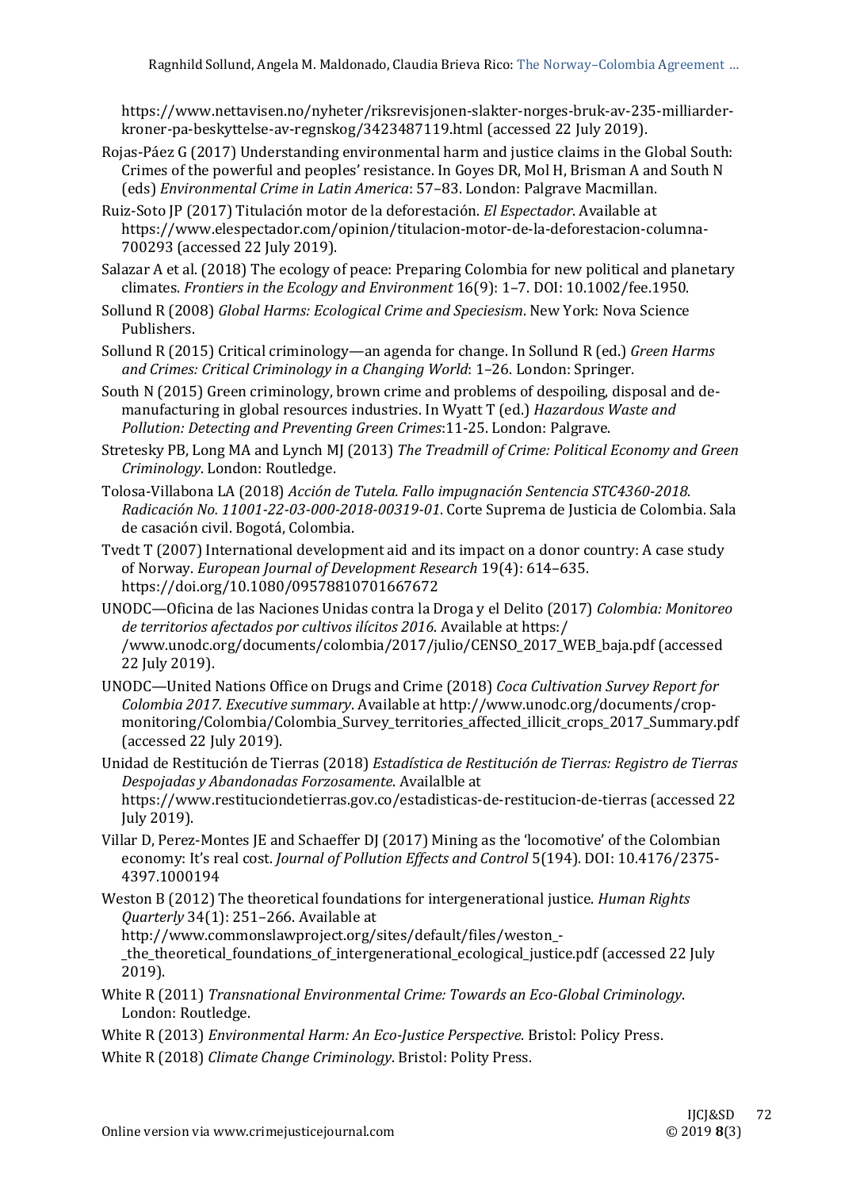https://www.nettavisen.no/nyheter/riksrevisjonen-slakter-norges-bruk-av-235-milliarder-kroner-pa-beskyttelse-av-regnskog/3423487119.html (accessed 22 July 2019).

Rojas-Páez G (2017) Understanding environmental harm and justice claims in the Global South: Crimes of the powerful and peoples' resistance. In Goyes DR, Mol H, Brisman A and South N (eds) *Environmental Crime in Latin America*: 57–83. London: Palgrave Macmillan.

Ruiz-Soto JP (2017) Titulación motor de la deforestación. *El Espectador*. Available at https://www.elespectador.com/opinion/titulacion-motor-de-la-deforestacion-columna-700293 (accessed 22 July 2019).

Salazar A et al. (2018) The ecology of peace: Preparing Colombia for new political and planetary climates. *Frontiers in the Ecology and Environment* 16(9): 1–7. DOI: 10.1002/fee.1950.

Sollund R (2008) *Global Harms: Ecological Crime and Speciesism*. New York: Nova Science Publishers.

Sollund R (2015) Critical criminology—an agenda for change. In Sollund R (ed.) *Green Harms and Crimes: Critical Criminology in a Changing World*: 1–26. London: Springer.

South N (2015) Green criminology, brown crime and problems of despoiling, disposal and de-manufacturing in global resources industries. In Wyatt T (ed.) *Hazardous Waste and Pollution: Detecting and Preventing Green Crimes*:11-25. London: Palgrave.

Stretesky PB, Long MA and Lynch MJ (2013) *The Treadmill of Crime: Political Economy and Green Criminology*. London: Routledge.

Tolosa-Villabona LA (2018) *Acción de Tutela. Fallo impugnación Sentencia STC4360-2018. Radicación No. 11001-22-03-000-2018-00319-01*. Corte Suprema de Justicia de Colombia. Sala de casación civil. Bogotá, Colombia.

Tvedt T (2007) International development aid and its impact on a donor country: A case study of Norway. *European Journal of Development Research* 19(4): 614–635. https://doi.org/10.1080/09578810701667672

UNODC—Oficina de las Naciones Unidas contra la Droga y el Delito (2017) *Colombia: Monitoreo de territorios afectados por cultivos ilícitos 2016*. Available at https:/ /www.unodc.org/documents/colombia/2017/julio/CENSO_2017_WEB_baja.pdf (accessed 22 July 2019).

UNODC—United Nations Office on Drugs and Crime (2018) *Coca Cultivation Survey Report for Colombia 2017. Executive summary*. Available at http://www.unodc.org/documents/crop-monitoring/Colombia/Colombia_Survey_territories_affected_illicit_crops_2017_Summary.pdf (accessed 22 July 2019).

Unidad de Restitución de Tierras (2018) *Estadística de Restitución de Tierras: Registro de Tierras Despojadas y Abandonadas Forzosamente*. Availalble at https://www.restituciondetierras.gov.co/estadisticas-de-restitucion-de-tierras (accessed 22 July 2019).

Villar D, Perez-Montes JE and Schaeffer DJ (2017) Mining as the 'locomotive' of the Colombian economy: It's real cost. *Journal of Pollution Effects and Control* 5(194). DOI: 10.4176/2375-4397.1000194

Weston B (2012) The theoretical foundations for intergenerational justice. *Human Rights Quarterly* 34(1): 251–266. Available at http://www.commonslawproject.org/sites/default/files/weston_-_the_theoretical_foundations_of_intergenerational_ecological_justice.pdf (accessed 22 July 2019).

White R (2011) *Transnational Environmental Crime: Towards an Eco-Global Criminology*. London: Routledge.

White R (2013) *Environmental Harm: An Eco-Justice Perspective*. Bristol: Policy Press.

White R (2018) *Climate Change Criminology*. Bristol: Polity Press.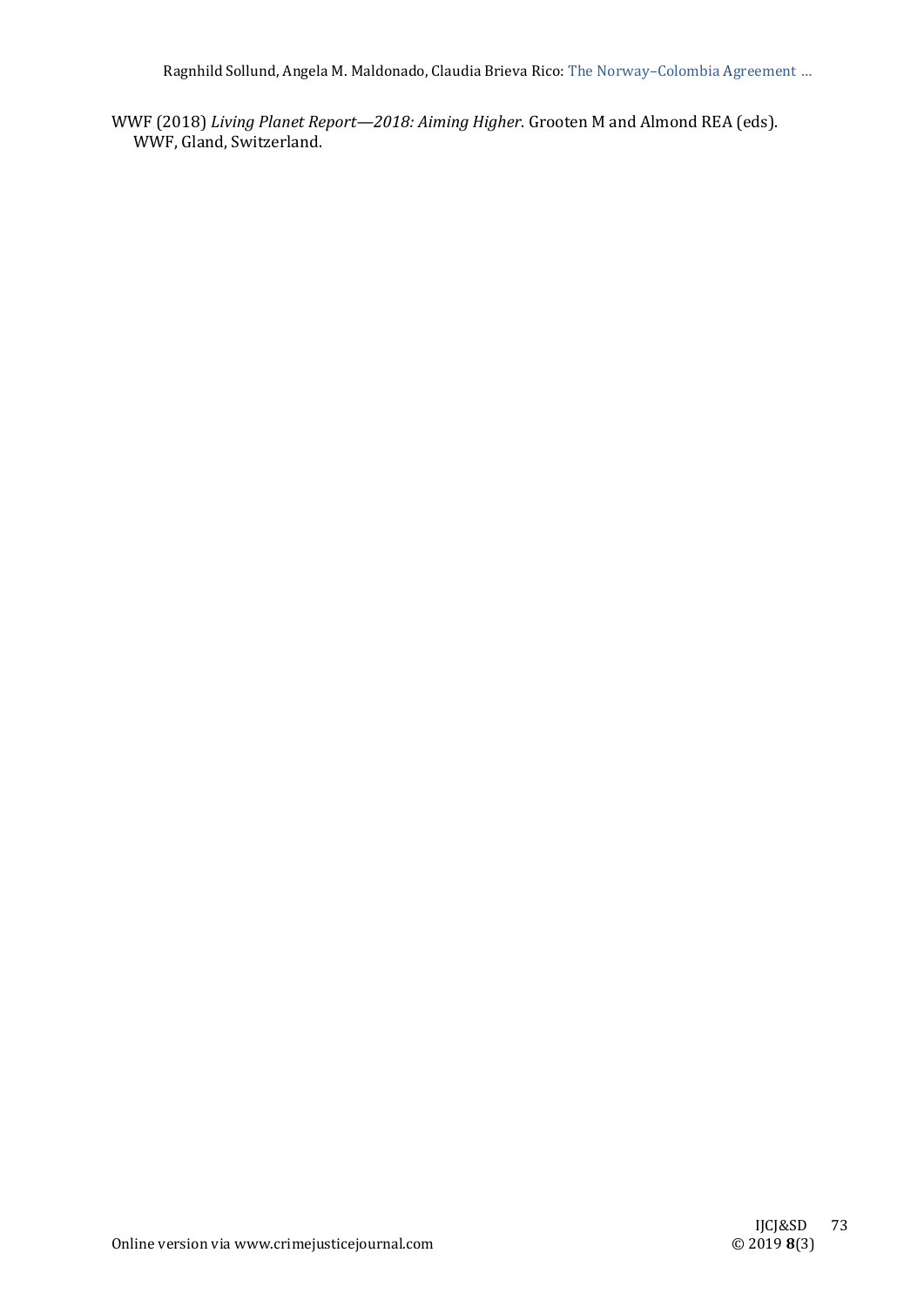WWF (2018) *Living Planet Report—2018: Aiming Higher*. Grooten M and Almond REA (eds). WWF, Gland, Switzerland.